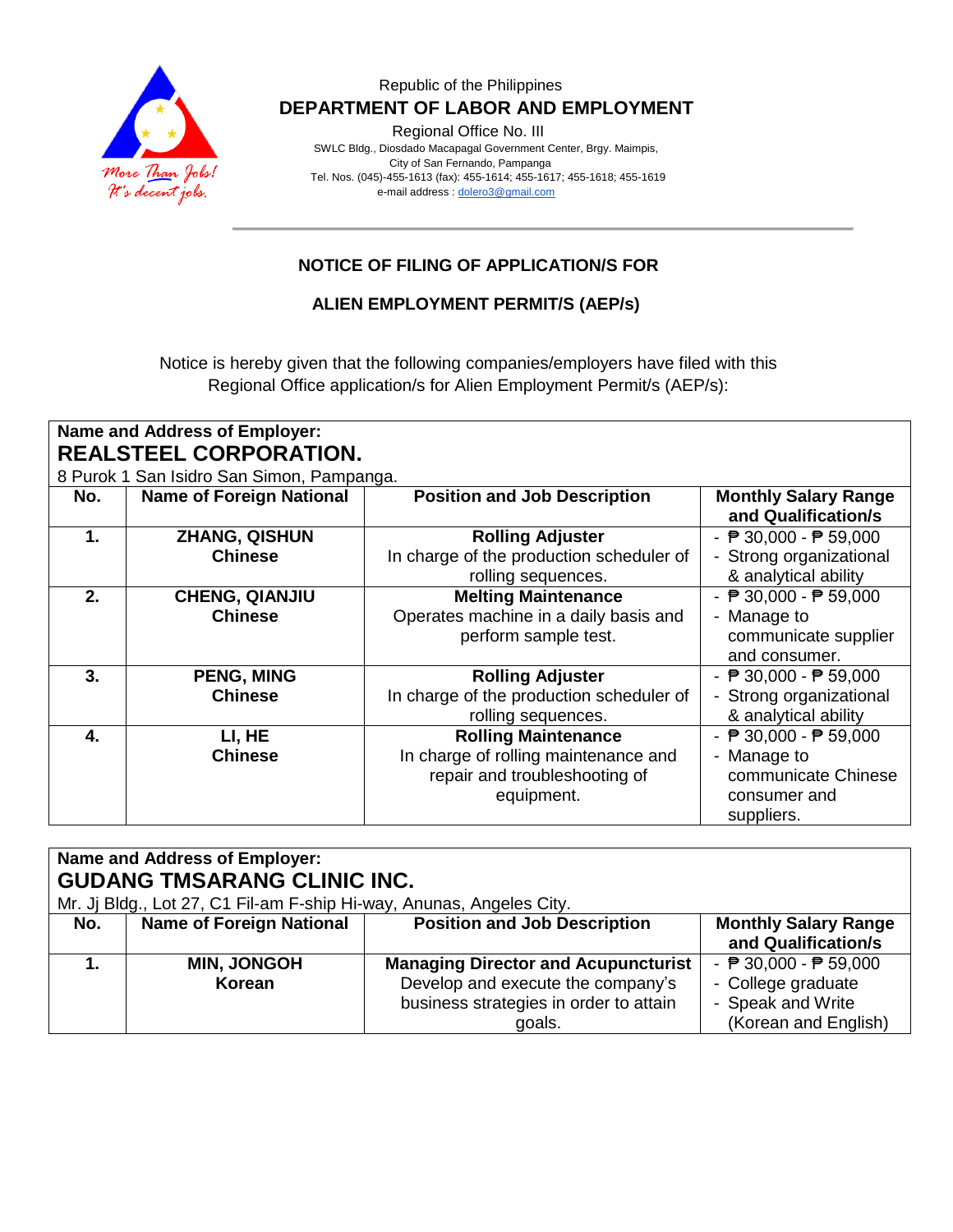Republic of the Philippines
**DEPARTMENT OF LABOR AND EMPLOYMENT**
Regional Office No. III
SWLC Bldg., Diosdado Macapagal Government Center, Brgy. Maimpis,
City of San Fernando, Pampanga
Tel. Nos. (045)-455-1613 (fax): 455-1614; 455-1617; 455-1618; 455-1619
e-mail address : dolero3@gmail.com

## NOTICE OF FILING OF APPLICATION/S FOR

## ALIEN EMPLOYMENT PERMIT/S (AEP/s)

Notice is hereby given that the following companies/employers have filed with this Regional Office application/s for Alien Employment Permit/s (AEP/s):

**Name and Address of Employer:**
**REALSTEEL CORPORATION.**
8 Purok 1 San Isidro San Simon, Pampanga.

| No. | Name of Foreign National | Position and Job Description | Monthly Salary Range and Qualification/s |
|---|---|---|---|
| **1.** | **ZHANG, QISHUN** **Chinese** | **Rolling Adjuster** In charge of the production scheduler of rolling sequences. | - ₱ 30,000 - ₱ 59,000 - Strong organizational & analytical ability |
| **2.** | **CHENG, QIANJIU** **Chinese** | **Melting Maintenance** Operates machine in a daily basis and perform sample test. | - ₱ 30,000 - ₱ 59,000 - Manage to communicate supplier and consumer. |
| **3.** | **PENG, MING** **Chinese** | **Rolling Adjuster** In charge of the production scheduler of rolling sequences. | - ₱ 30,000 - ₱ 59,000 - Strong organizational & analytical ability |
| **4.** | **LI, HE** **Chinese** | **Rolling Maintenance** In charge of rolling maintenance and repair and troubleshooting of equipment. | - ₱ 30,000 - ₱ 59,000 - Manage to communicate Chinese consumer and suppliers. |

**Name and Address of Employer:**
**GUDANG TMSARANG CLINIC INC.**
Mr. Jj Bldg., Lot 27, C1 Fil-am F-ship Hi-way, Anunas, Angeles City.

| No. | Name of Foreign National | Position and Job Description | Monthly Salary Range and Qualification/s |
|---|---|---|---|
| **1.** | **MIN, JONGOH** **Korean** | **Managing Director and Acupuncturist** Develop and execute the company's business strategies in order to attain goals. | - ₱ 30,000 - ₱ 59,000 - College graduate - Speak and Write (Korean and English) |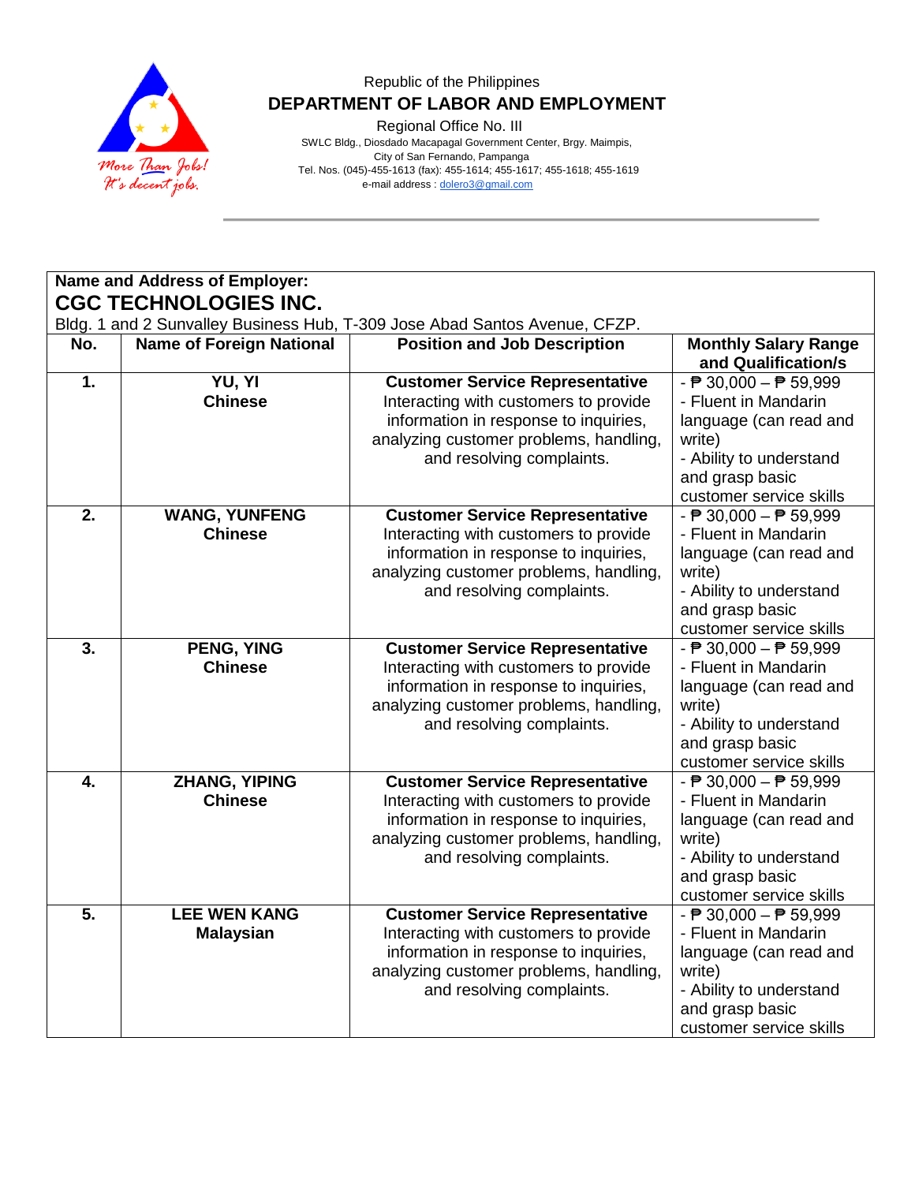Republic of the Philippines

**DEPARTMENT OF LABOR AND EMPLOYMENT**

Regional Office No. III

SWLC Bldg., Diosdado Macapagal Government Center, Brgy. Maimpis, City of San Fernando, Pampanga

Tel. Nos. (045)-455-1613 (fax): 455-1614; 455-1617; 455-1618; 455-1619

e-mail address : dolero3@gmail.com

**Name and Address of Employer:**

## CGC TECHNOLOGIES INC.

Bldg. 1 and 2 Sunvalley Business Hub, T-309 Jose Abad Santos Avenue, CFZP.

| No. | Name of Foreign National | Position and Job Description | Monthly Salary Range and Qualification/s |
|---|---|---|---|
| **1.** | **YU, YI**<br>**Chinese** | **Customer Service Representative**<br>Interacting with customers to provide information in response to inquiries, analyzing customer problems, handling, and resolving complaints. | - ₱ 30,000 – ₱ 59,999<br>- Fluent in Mandarin language (can read and write)<br>- Ability to understand and grasp basic customer service skills |
| **2.** | **WANG, YUNFENG**<br>**Chinese** | **Customer Service Representative**<br>Interacting with customers to provide information in response to inquiries, analyzing customer problems, handling, and resolving complaints. | - ₱ 30,000 – ₱ 59,999<br>- Fluent in Mandarin language (can read and write)<br>- Ability to understand and grasp basic customer service skills |
| **3.** | **PENG, YING**<br>**Chinese** | **Customer Service Representative**<br>Interacting with customers to provide information in response to inquiries, analyzing customer problems, handling, and resolving complaints. | - ₱ 30,000 – ₱ 59,999<br>- Fluent in Mandarin language (can read and write)<br>- Ability to understand and grasp basic customer service skills |
| **4.** | **ZHANG, YIPING**<br>**Chinese** | **Customer Service Representative**<br>Interacting with customers to provide information in response to inquiries, analyzing customer problems, handling, and resolving complaints. | - ₱ 30,000 – ₱ 59,999<br>- Fluent in Mandarin language (can read and write)<br>- Ability to understand and grasp basic customer service skills |
| **5.** | **LEE WEN KANG**<br>**Malaysian** | **Customer Service Representative**<br>Interacting with customers to provide information in response to inquiries, analyzing customer problems, handling, and resolving complaints. | - ₱ 30,000 – ₱ 59,999<br>- Fluent in Mandarin language (can read and write)<br>- Ability to understand and grasp basic customer service skills |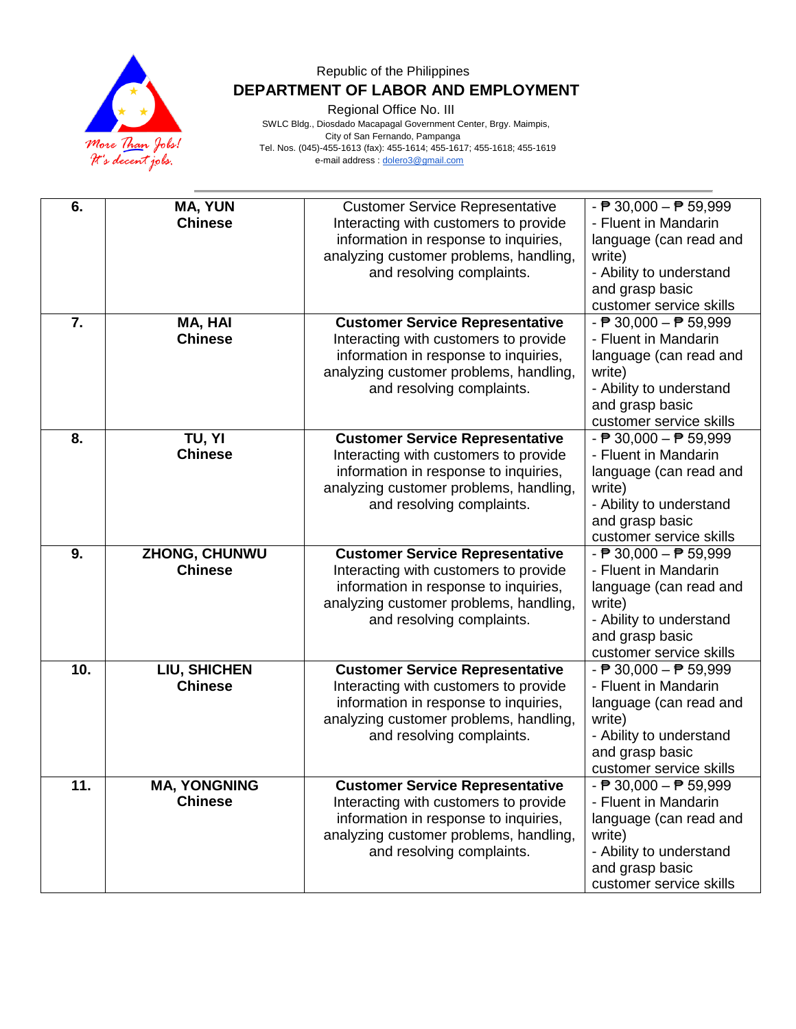Republic of the Philippines

**DEPARTMENT OF LABOR AND EMPLOYMENT**

Regional Office No. III

SWLC Bldg., Diosdado Macapagal Government Center, Brgy. Maimpis,
City of San Fernando, Pampanga
Tel. Nos. (045)-455-1613 (fax): 455-1614; 455-1617; 455-1618; 455-1619
e-mail address : dolero3@gmail.com

| | | | |
|---|---|---|---|
| **6.** | **MA, YUN**<br>**Chinese** | Customer Service Representative<br>Interacting with customers to provide information in response to inquiries, analyzing customer problems, handling, and resolving complaints. | - ₱ 30,000 – ₱ 59,999<br>- Fluent in Mandarin language (can read and write)<br>- Ability to understand and grasp basic customer service skills |
| **7.** | **MA, HAI**<br>**Chinese** | **Customer Service Representative**<br>Interacting with customers to provide information in response to inquiries, analyzing customer problems, handling, and resolving complaints. | - ₱ 30,000 – ₱ 59,999<br>- Fluent in Mandarin language (can read and write)<br>- Ability to understand and grasp basic customer service skills |
| **8.** | **TU, YI**<br>**Chinese** | **Customer Service Representative**<br>Interacting with customers to provide information in response to inquiries, analyzing customer problems, handling, and resolving complaints. | - ₱ 30,000 – ₱ 59,999<br>- Fluent in Mandarin language (can read and write)<br>- Ability to understand and grasp basic customer service skills |
| **9.** | **ZHONG, CHUNWU**<br>**Chinese** | **Customer Service Representative**<br>Interacting with customers to provide information in response to inquiries, analyzing customer problems, handling, and resolving complaints. | - ₱ 30,000 – ₱ 59,999<br>- Fluent in Mandarin language (can read and write)<br>- Ability to understand and grasp basic customer service skills |
| **10.** | **LIU, SHICHEN**<br>**Chinese** | **Customer Service Representative**<br>Interacting with customers to provide information in response to inquiries, analyzing customer problems, handling, and resolving complaints. | - ₱ 30,000 – ₱ 59,999<br>- Fluent in Mandarin language (can read and write)<br>- Ability to understand and grasp basic customer service skills |
| **11.** | **MA, YONGNING**<br>**Chinese** | **Customer Service Representative**<br>Interacting with customers to provide information in response to inquiries, analyzing customer problems, handling, and resolving complaints. | - ₱ 30,000 – ₱ 59,999<br>- Fluent in Mandarin language (can read and write)<br>- Ability to understand and grasp basic customer service skills |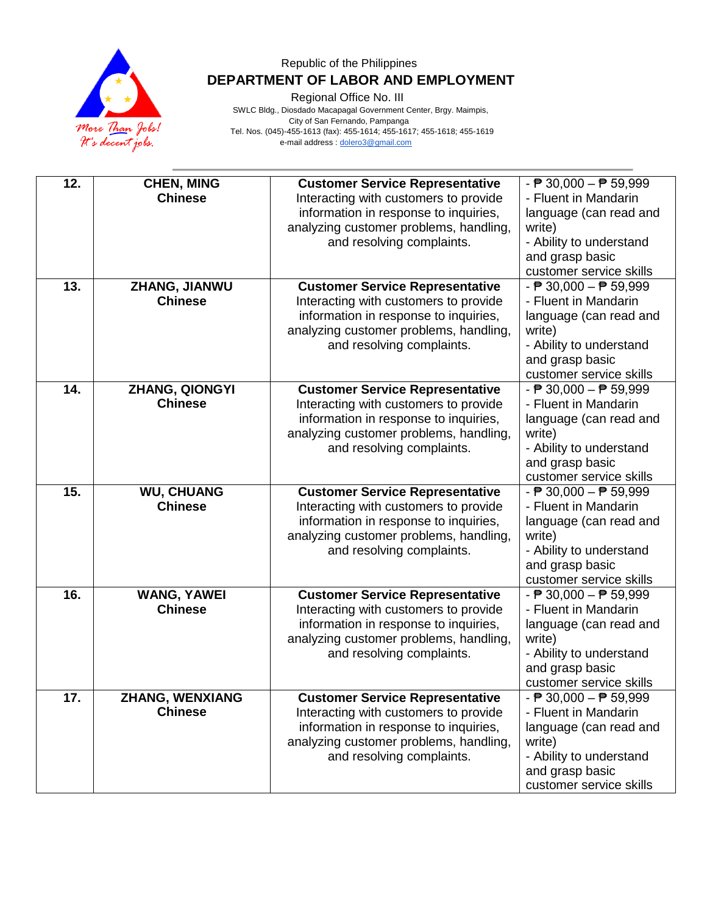Republic of the Philippines

**DEPARTMENT OF LABOR AND EMPLOYMENT**

Regional Office No. III

SWLC Bldg., Diosdado Macapagal Government Center, Brgy. Maimpis, City of San Fernando, Pampanga

Tel. Nos. (045)-455-1613 (fax): 455-1614; 455-1617; 455-1618; 455-1619

e-mail address : dolero3@gmail.com

| | | | |
|---|---|---|---|
| **12.** | **CHEN, MING**<br>**Chinese** | **Customer Service Representative**<br>Interacting with customers to provide information in response to inquiries, analyzing customer problems, handling, and resolving complaints. | - ₱ 30,000 – ₱ 59,999<br>- Fluent in Mandarin language (can read and write)<br>- Ability to understand and grasp basic customer service skills |
| **13.** | **ZHANG, JIANWU**<br>**Chinese** | **Customer Service Representative**<br>Interacting with customers to provide information in response to inquiries, analyzing customer problems, handling, and resolving complaints. | - ₱ 30,000 – ₱ 59,999<br>- Fluent in Mandarin language (can read and write)<br>- Ability to understand and grasp basic customer service skills |
| **14.** | **ZHANG, QIONGYI**<br>**Chinese** | **Customer Service Representative**<br>Interacting with customers to provide information in response to inquiries, analyzing customer problems, handling, and resolving complaints. | - ₱ 30,000 – ₱ 59,999<br>- Fluent in Mandarin language (can read and write)<br>- Ability to understand and grasp basic customer service skills |
| **15.** | **WU, CHUANG**<br>**Chinese** | **Customer Service Representative**<br>Interacting with customers to provide information in response to inquiries, analyzing customer problems, handling, and resolving complaints. | - ₱ 30,000 – ₱ 59,999<br>- Fluent in Mandarin language (can read and write)<br>- Ability to understand and grasp basic customer service skills |
| **16.** | **WANG, YAWEI**<br>**Chinese** | **Customer Service Representative**<br>Interacting with customers to provide information in response to inquiries, analyzing customer problems, handling, and resolving complaints. | - ₱ 30,000 – ₱ 59,999<br>- Fluent in Mandarin language (can read and write)<br>- Ability to understand and grasp basic customer service skills |
| **17.** | **ZHANG, WENXIANG**<br>**Chinese** | **Customer Service Representative**<br>Interacting with customers to provide information in response to inquiries, analyzing customer problems, handling, and resolving complaints. | - ₱ 30,000 – ₱ 59,999<br>- Fluent in Mandarin language (can read and write)<br>- Ability to understand and grasp basic customer service skills |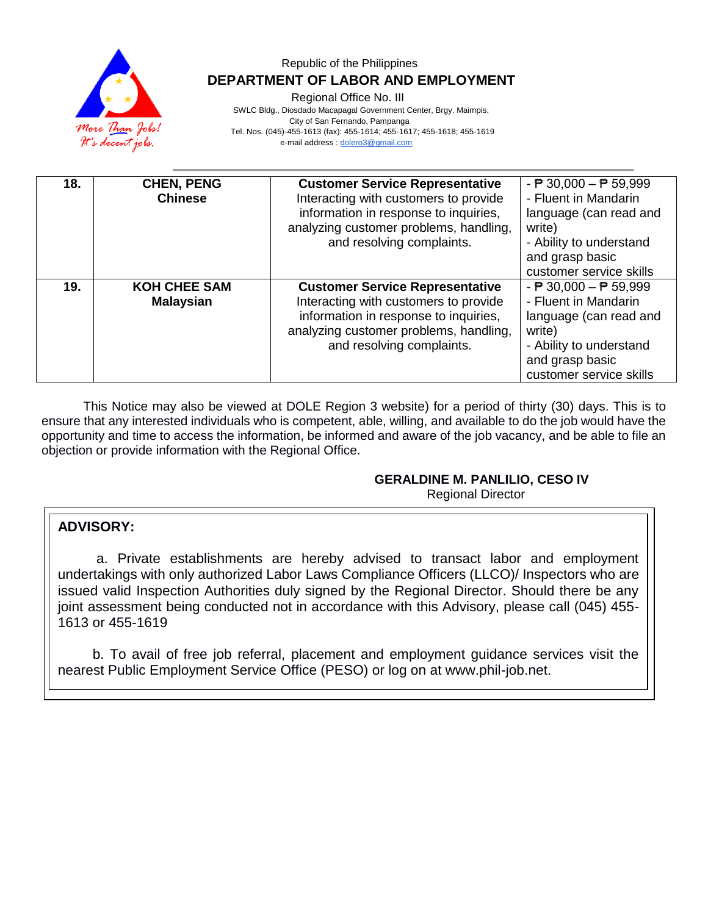Republic of the Philippines
**DEPARTMENT OF LABOR AND EMPLOYMENT**
Regional Office No. III
SWLC Bldg., Diosdado Macapagal Government Center, Brgy. Maimpis,
City of San Fernando, Pampanga
Tel. Nos. (045)-455-1613 (fax): 455-1614; 455-1617; 455-1618; 455-1619
e-mail address : dolero3@gmail.com

| | | | |
|---|---|---|---|
| **18.** | **CHEN, PENG**<br>**Chinese** | **Customer Service Representative**<br>Interacting with customers to provide information in response to inquiries, analyzing customer problems, handling, and resolving complaints. | - ₱ 30,000 – ₱ 59,999<br>- Fluent in Mandarin language (can read and write)<br>- Ability to understand and grasp basic customer service skills |
| **19.** | **KOH CHEE SAM**<br>**Malaysian** | **Customer Service Representative**<br>Interacting with customers to provide information in response to inquiries, analyzing customer problems, handling, and resolving complaints. | - ₱ 30,000 – ₱ 59,999<br>- Fluent in Mandarin language (can read and write)<br>- Ability to understand and grasp basic customer service skills |

This Notice may also be viewed at DOLE Region 3 website) for a period of thirty (30) days. This is to ensure that any interested individuals who is competent, able, willing, and available to do the job would have the opportunity and time to access the information, be informed and aware of the job vacancy, and be able to file an objection or provide information with the Regional Office.

**GERALDINE M. PANLILIO, CESO IV**
Regional Director

**ADVISORY:**

a. Private establishments are hereby advised to transact labor and employment undertakings with only authorized Labor Laws Compliance Officers (LLCO)/ Inspectors who are issued valid Inspection Authorities duly signed by the Regional Director. Should there be any joint assessment being conducted not in accordance with this Advisory, please call (045) 455-1613 or 455-1619

b. To avail of free job referral, placement and employment guidance services visit the nearest Public Employment Service Office (PESO) or log on at www.phil-job.net.